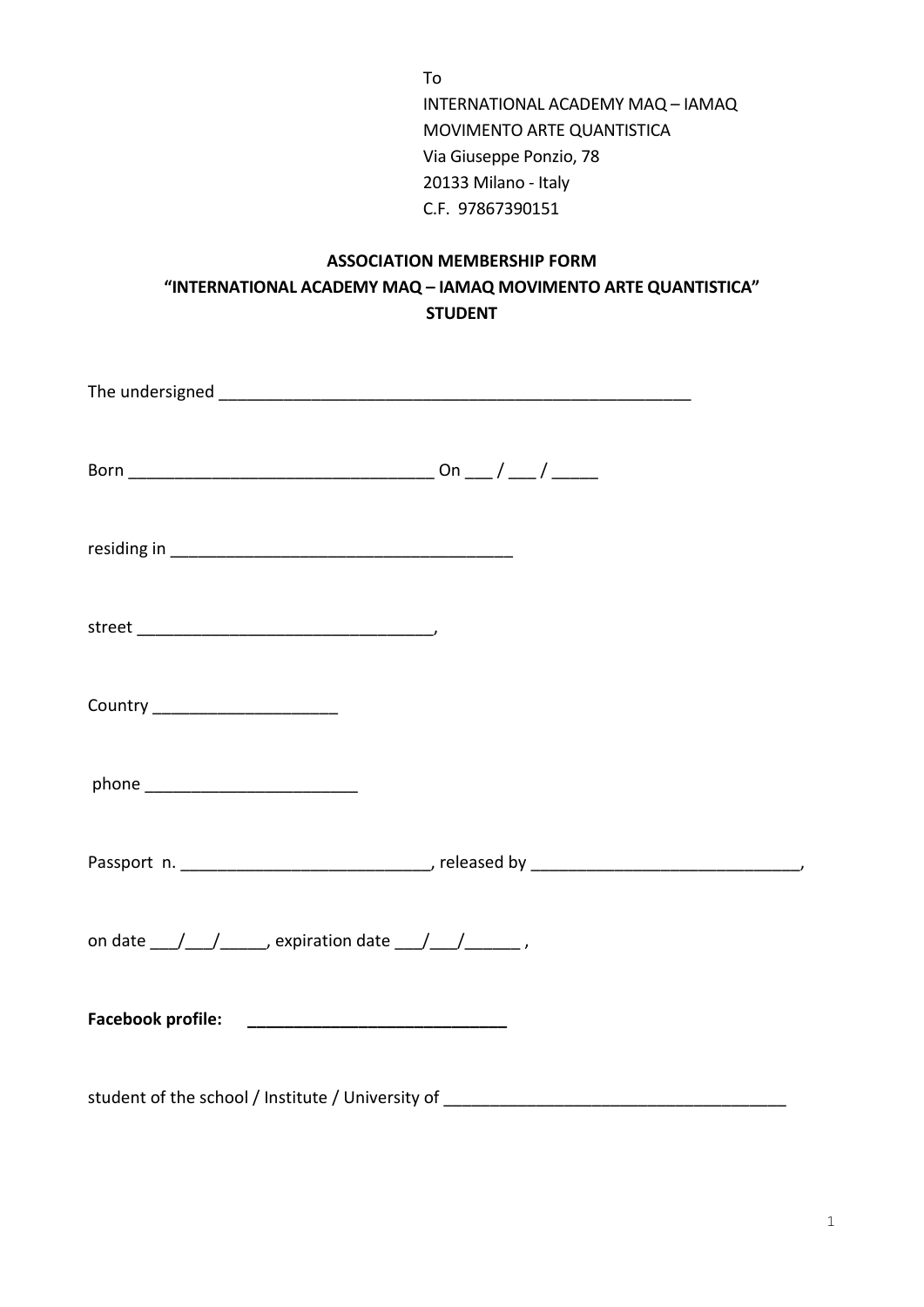To
INTERNATIONAL ACADEMY MAQ – IAMAQ
MOVIMENTO ARTE QUANTISTICA
Via Giuseppe Ponzio, 78
20133 Milano - Italy
C.F. 97867390151

**ASSOCIATION MEMBERSHIP FORM**
**"INTERNATIONAL ACADEMY MAQ – IAMAQ MOVIMENTO ARTE QUANTISTICA"**
**STUDENT**

The undersigned ____________________________________________________

Born _________________________________ On ___ / ___ / _____

residing in _____________________________________

street ________________________________,

Country ____________________

phone _______________________

Passport n. ___________________________, released by _____________________________,

on date ___/___/_____, expiration date ___/___/______ ,

**Facebook profile:** ____________________________

student of the school / Institute / University of _____________________________________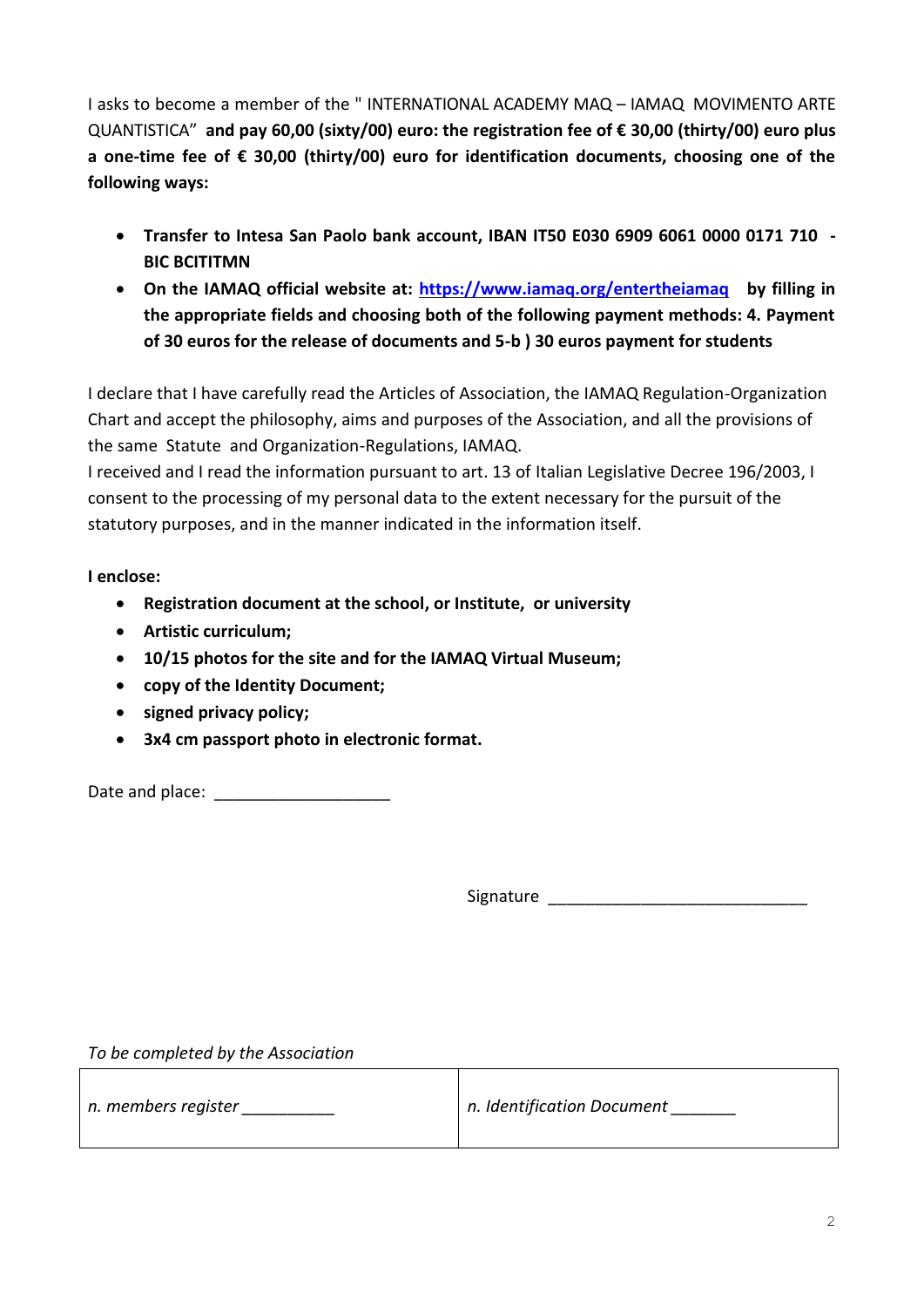I asks to become a member of the " INTERNATIONAL ACADEMY MAQ – IAMAQ  MOVIMENTO ARTE QUANTISTICA"  **and pay 60,00 (sixty/00) euro: the registration fee of € 30,00 (thirty/00) euro plus a one-time fee of € 30,00 (thirty/00) euro for identification documents, choosing one of the following ways:**

- **Transfer to Intesa San Paolo bank account, IBAN IT50 E030 6909 6061 0000 0171 710  - BIC BCITITMN**
- **On the IAMAQ official website at: [https://www.iamaq.org/entertheiamaq](https://www.iamaq.org/entertheiamaq)   by filling in the appropriate fields and choosing both of the following payment methods: 4. Payment of 30 euros for the release of documents and 5-b ) 30 euros payment for students**

I declare that I have carefully read the Articles of Association, the IAMAQ Regulation-Organization Chart and accept the philosophy, aims and purposes of the Association, and all the provisions of the same  Statute  and Organization-Regulations, IAMAQ.
I received and I read the information pursuant to art. 13 of Italian Legislative Decree 196/2003, I consent to the processing of my personal data to the extent necessary for the pursuit of the statutory purposes, and in the manner indicated in the information itself.

**I enclose:**

- **Registration document at the school, or Institute,  or university**
- **Artistic curriculum;**
- **10/15 photos for the site and for the IAMAQ Virtual Museum;**
- **copy of the Identity Document;**
- **signed privacy policy;**
- **3x4 cm passport photo in electronic format.**

Date and place: ___________________

Signature ____________________________

*To be completed by the Association*

| | |
|---|---|
| *n. members register* __________ | *n. Identification Document* _______ |